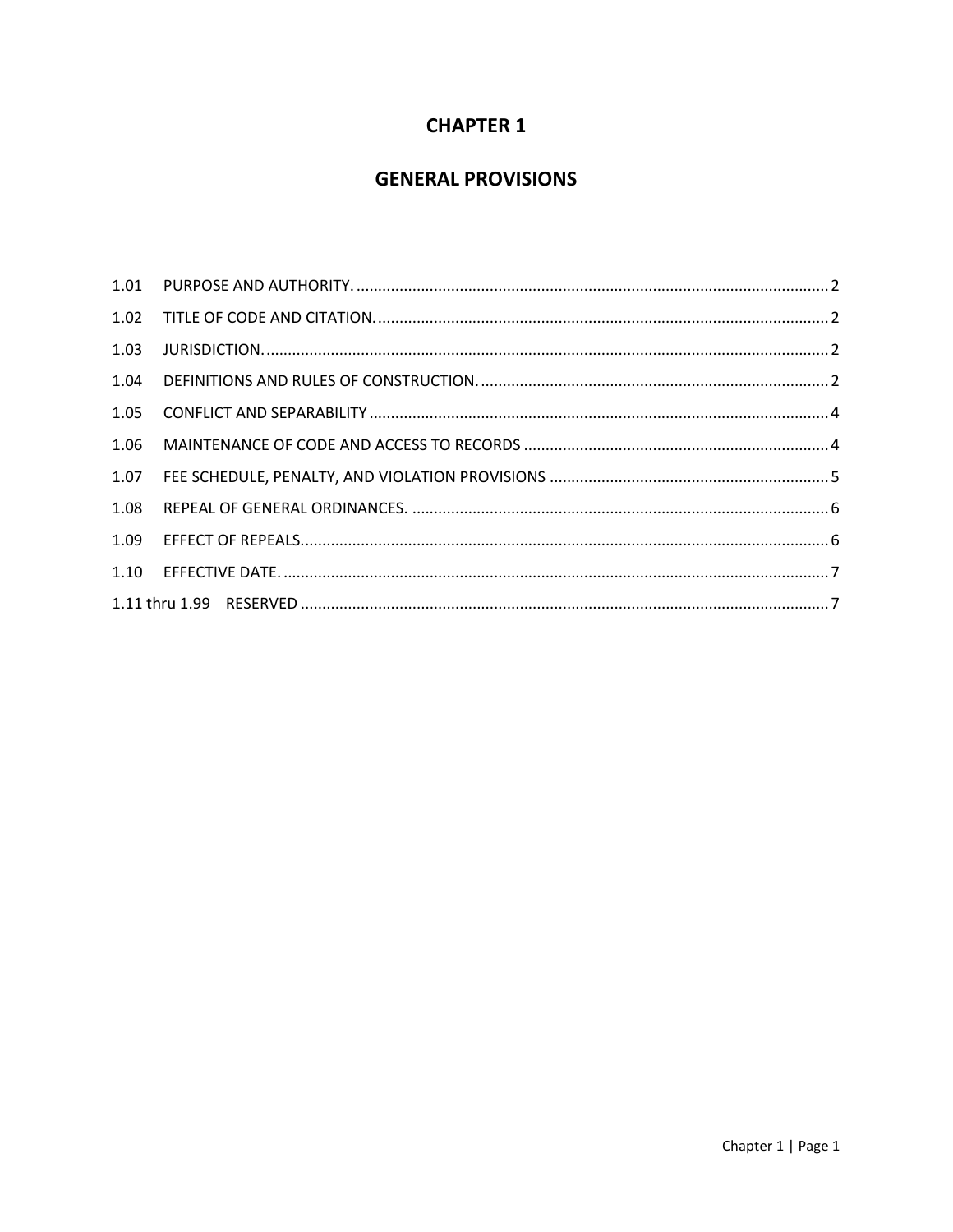# CHAPTER 1

# GENERAL PROVISIONS

| | | |
|---|---|---|
| 1.01 | PURPOSE AND AUTHORITY. | 2 |
| 1.02 | TITLE OF CODE AND CITATION. | 2 |
| 1.03 | JURISDICTION. | 2 |
| 1.04 | DEFINITIONS AND RULES OF CONSTRUCTION. | 2 |
| 1.05 | CONFLICT AND SEPARABILITY | 4 |
| 1.06 | MAINTENANCE OF CODE AND ACCESS TO RECORDS | 4 |
| 1.07 | FEE SCHEDULE, PENALTY, AND VIOLATION PROVISIONS | 5 |
| 1.08 | REPEAL OF GENERAL ORDINANCES. | 6 |
| 1.09 | EFFECT OF REPEALS. | 6 |
| 1.10 | EFFECTIVE DATE. | 7 |
| 1.11 thru 1.99 | RESERVED | 7 |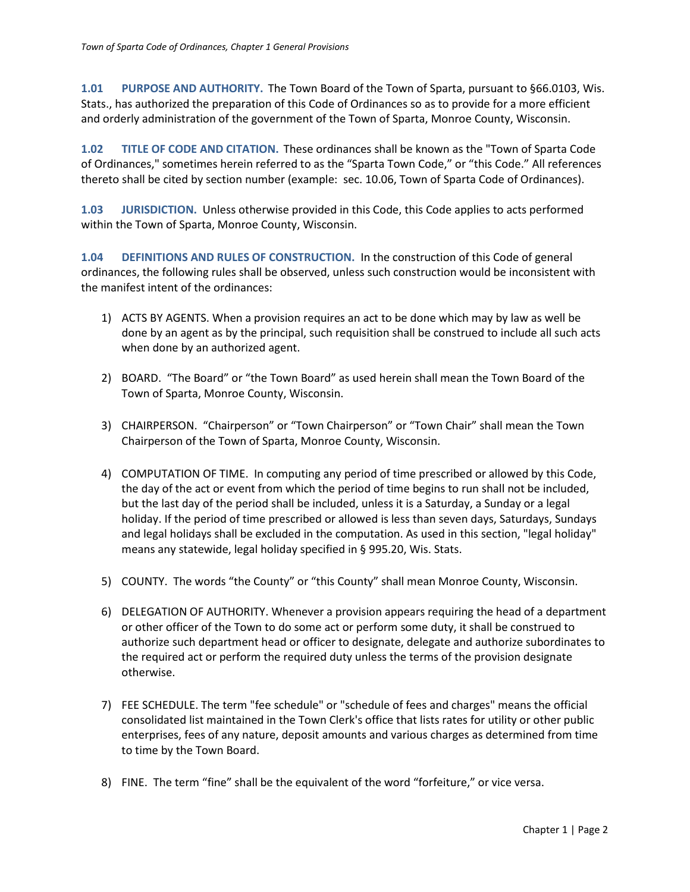**1.01 PURPOSE AND AUTHORITY.** The Town Board of the Town of Sparta, pursuant to §66.0103, Wis. Stats., has authorized the preparation of this Code of Ordinances so as to provide for a more efficient and orderly administration of the government of the Town of Sparta, Monroe County, Wisconsin.

**1.02 TITLE OF CODE AND CITATION.** These ordinances shall be known as the "Town of Sparta Code of Ordinances," sometimes herein referred to as the “Sparta Town Code,” or “this Code.” All references thereto shall be cited by section number (example: sec. 10.06, Town of Sparta Code of Ordinances).

**1.03 JURISDICTION.** Unless otherwise provided in this Code, this Code applies to acts performed within the Town of Sparta, Monroe County, Wisconsin.

**1.04 DEFINITIONS AND RULES OF CONSTRUCTION.** In the construction of this Code of general ordinances, the following rules shall be observed, unless such construction would be inconsistent with the manifest intent of the ordinances:

1) ACTS BY AGENTS. When a provision requires an act to be done which may by law as well be done by an agent as by the principal, such requisition shall be construed to include all such acts when done by an authorized agent.

2) BOARD. “The Board” or “the Town Board” as used herein shall mean the Town Board of the Town of Sparta, Monroe County, Wisconsin.

3) CHAIRPERSON. “Chairperson” or “Town Chairperson” or “Town Chair” shall mean the Town Chairperson of the Town of Sparta, Monroe County, Wisconsin.

4) COMPUTATION OF TIME. In computing any period of time prescribed or allowed by this Code, the day of the act or event from which the period of time begins to run shall not be included, but the last day of the period shall be included, unless it is a Saturday, a Sunday or a legal holiday. If the period of time prescribed or allowed is less than seven days, Saturdays, Sundays and legal holidays shall be excluded in the computation. As used in this section, "legal holiday" means any statewide, legal holiday specified in § 995.20, Wis. Stats.

5) COUNTY. The words “the County” or “this County” shall mean Monroe County, Wisconsin.

6) DELEGATION OF AUTHORITY. Whenever a provision appears requiring the head of a department or other officer of the Town to do some act or perform some duty, it shall be construed to authorize such department head or officer to designate, delegate and authorize subordinates to the required act or perform the required duty unless the terms of the provision designate otherwise.

7) FEE SCHEDULE. The term "fee schedule" or "schedule of fees and charges" means the official consolidated list maintained in the Town Clerk's office that lists rates for utility or other public enterprises, fees of any nature, deposit amounts and various charges as determined from time to time by the Town Board.

8) FINE. The term “fine” shall be the equivalent of the word “forfeiture,” or vice versa.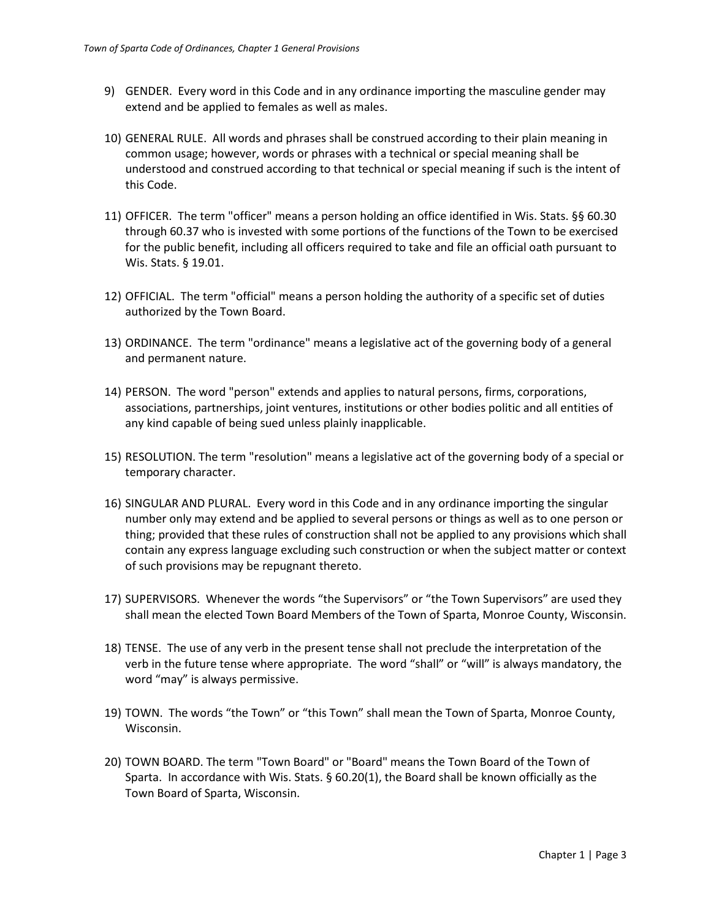9) GENDER. Every word in this Code and in any ordinance importing the masculine gender may extend and be applied to females as well as males.

10) GENERAL RULE. All words and phrases shall be construed according to their plain meaning in common usage; however, words or phrases with a technical or special meaning shall be understood and construed according to that technical or special meaning if such is the intent of this Code.

11) OFFICER. The term "officer" means a person holding an office identified in Wis. Stats. §§ 60.30 through 60.37 who is invested with some portions of the functions of the Town to be exercised for the public benefit, including all officers required to take and file an official oath pursuant to Wis. Stats. § 19.01.

12) OFFICIAL. The term "official" means a person holding the authority of a specific set of duties authorized by the Town Board.

13) ORDINANCE. The term "ordinance" means a legislative act of the governing body of a general and permanent nature.

14) PERSON. The word "person" extends and applies to natural persons, firms, corporations, associations, partnerships, joint ventures, institutions or other bodies politic and all entities of any kind capable of being sued unless plainly inapplicable.

15) RESOLUTION. The term "resolution" means a legislative act of the governing body of a special or temporary character.

16) SINGULAR AND PLURAL. Every word in this Code and in any ordinance importing the singular number only may extend and be applied to several persons or things as well as to one person or thing; provided that these rules of construction shall not be applied to any provisions which shall contain any express language excluding such construction or when the subject matter or context of such provisions may be repugnant thereto.

17) SUPERVISORS. Whenever the words "the Supervisors" or "the Town Supervisors" are used they shall mean the elected Town Board Members of the Town of Sparta, Monroe County, Wisconsin.

18) TENSE. The use of any verb in the present tense shall not preclude the interpretation of the verb in the future tense where appropriate. The word "shall" or "will" is always mandatory, the word "may" is always permissive.

19) TOWN. The words "the Town" or "this Town" shall mean the Town of Sparta, Monroe County, Wisconsin.

20) TOWN BOARD. The term "Town Board" or "Board" means the Town Board of the Town of Sparta. In accordance with Wis. Stats. § 60.20(1), the Board shall be known officially as the Town Board of Sparta, Wisconsin.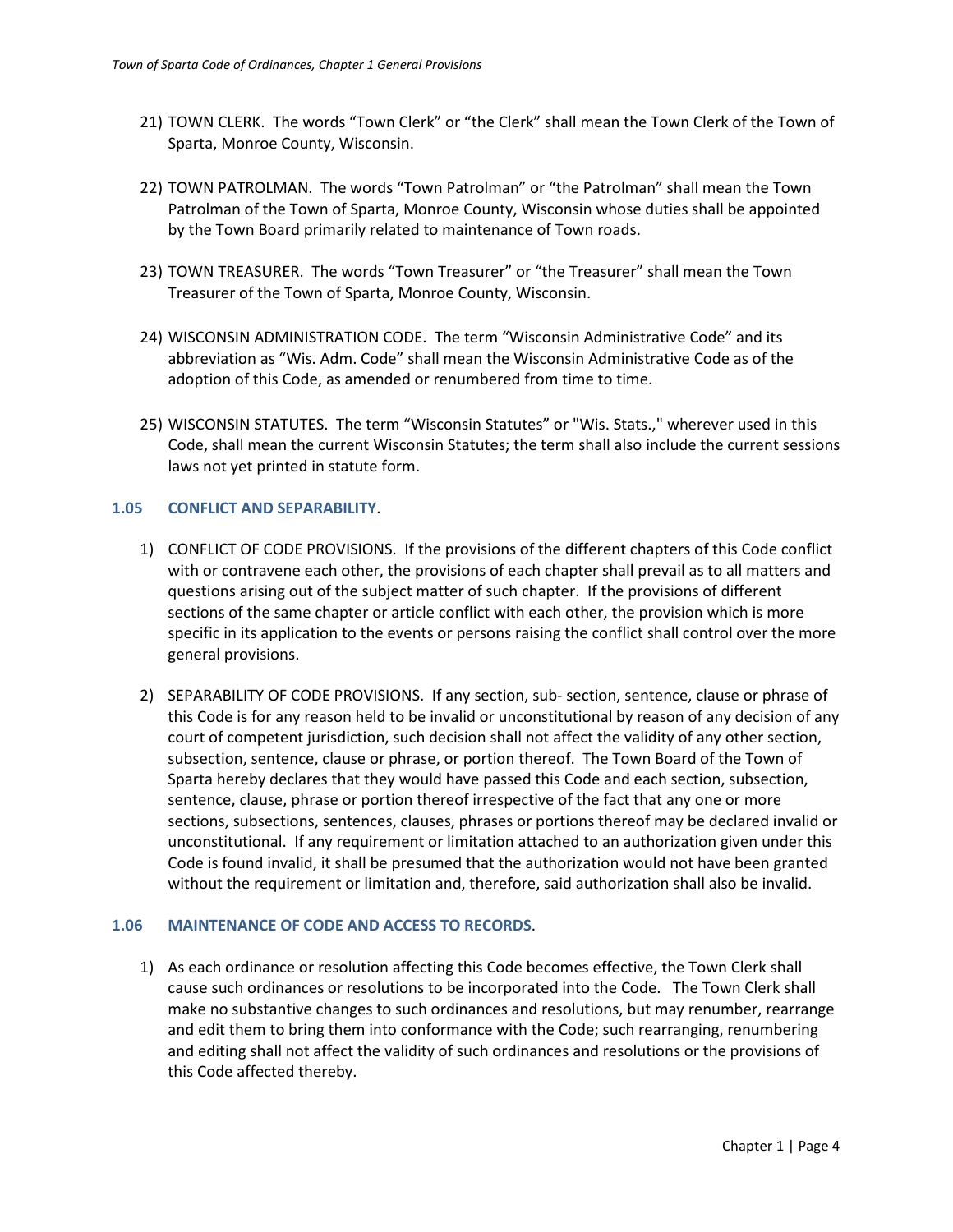21) TOWN CLERK. The words “Town Clerk” or “the Clerk” shall mean the Town Clerk of the Town of Sparta, Monroe County, Wisconsin.

22) TOWN PATROLMAN. The words “Town Patrolman” or “the Patrolman” shall mean the Town Patrolman of the Town of Sparta, Monroe County, Wisconsin whose duties shall be appointed by the Town Board primarily related to maintenance of Town roads.

23) TOWN TREASURER. The words “Town Treasurer” or “the Treasurer” shall mean the Town Treasurer of the Town of Sparta, Monroe County, Wisconsin.

24) WISCONSIN ADMINISTRATION CODE. The term “Wisconsin Administrative Code” and its abbreviation as “Wis. Adm. Code” shall mean the Wisconsin Administrative Code as of the adoption of this Code, as amended or renumbered from time to time.

25) WISCONSIN STATUTES. The term “Wisconsin Statutes” or "Wis. Stats.," wherever used in this Code, shall mean the current Wisconsin Statutes; the term shall also include the current sessions laws not yet printed in statute form.

## 1.05 CONFLICT AND SEPARABILITY.

1) CONFLICT OF CODE PROVISIONS. If the provisions of the different chapters of this Code conflict with or contravene each other, the provisions of each chapter shall prevail as to all matters and questions arising out of the subject matter of such chapter. If the provisions of different sections of the same chapter or article conflict with each other, the provision which is more specific in its application to the events or persons raising the conflict shall control over the more general provisions.

2) SEPARABILITY OF CODE PROVISIONS. If any section, sub- section, sentence, clause or phrase of this Code is for any reason held to be invalid or unconstitutional by reason of any decision of any court of competent jurisdiction, such decision shall not affect the validity of any other section, subsection, sentence, clause or phrase, or portion thereof. The Town Board of the Town of Sparta hereby declares that they would have passed this Code and each section, subsection, sentence, clause, phrase or portion thereof irrespective of the fact that any one or more sections, subsections, sentences, clauses, phrases or portions thereof may be declared invalid or unconstitutional. If any requirement or limitation attached to an authorization given under this Code is found invalid, it shall be presumed that the authorization would not have been granted without the requirement or limitation and, therefore, said authorization shall also be invalid.

## 1.06 MAINTENANCE OF CODE AND ACCESS TO RECORDS.

1) As each ordinance or resolution affecting this Code becomes effective, the Town Clerk shall cause such ordinances or resolutions to be incorporated into the Code. The Town Clerk shall make no substantive changes to such ordinances and resolutions, but may renumber, rearrange and edit them to bring them into conformance with the Code; such rearranging, renumbering and editing shall not affect the validity of such ordinances and resolutions or the provisions of this Code affected thereby.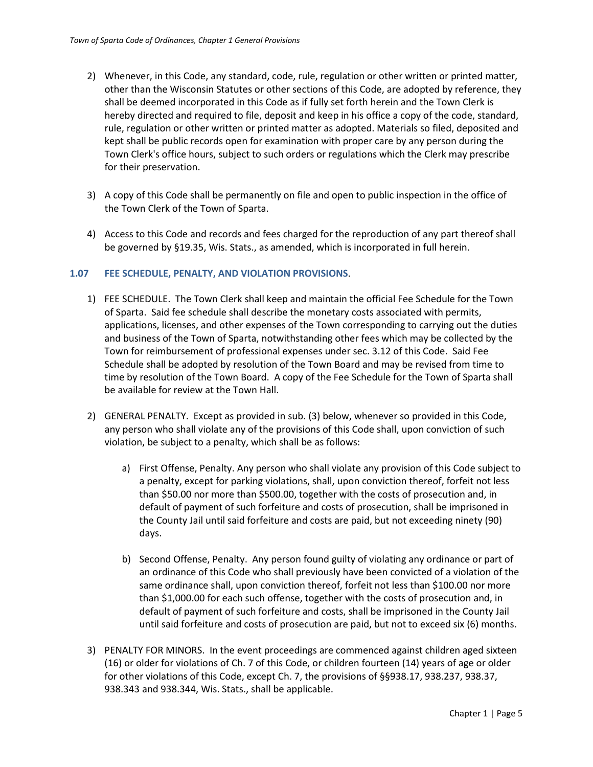2) Whenever, in this Code, any standard, code, rule, regulation or other written or printed matter, other than the Wisconsin Statutes or other sections of this Code, are adopted by reference, they shall be deemed incorporated in this Code as if fully set forth herein and the Town Clerk is hereby directed and required to file, deposit and keep in his office a copy of the code, standard, rule, regulation or other written or printed matter as adopted. Materials so filed, deposited and kept shall be public records open for examination with proper care by any person during the Town Clerk's office hours, subject to such orders or regulations which the Clerk may prescribe for their preservation.

3) A copy of this Code shall be permanently on file and open to public inspection in the office of the Town Clerk of the Town of Sparta.

4) Access to this Code and records and fees charged for the reproduction of any part thereof shall be governed by §19.35, Wis. Stats., as amended, which is incorporated in full herein.

### 1.07 FEE SCHEDULE, PENALTY, AND VIOLATION PROVISIONS.

1) FEE SCHEDULE. The Town Clerk shall keep and maintain the official Fee Schedule for the Town of Sparta. Said fee schedule shall describe the monetary costs associated with permits, applications, licenses, and other expenses of the Town corresponding to carrying out the duties and business of the Town of Sparta, notwithstanding other fees which may be collected by the Town for reimbursement of professional expenses under sec. 3.12 of this Code. Said Fee Schedule shall be adopted by resolution of the Town Board and may be revised from time to time by resolution of the Town Board. A copy of the Fee Schedule for the Town of Sparta shall be available for review at the Town Hall.

2) GENERAL PENALTY. Except as provided in sub. (3) below, whenever so provided in this Code, any person who shall violate any of the provisions of this Code shall, upon conviction of such violation, be subject to a penalty, which shall be as follows:

   a) First Offense, Penalty. Any person who shall violate any provision of this Code subject to a penalty, except for parking violations, shall, upon conviction thereof, forfeit not less than $50.00 nor more than $500.00, together with the costs of prosecution and, in default of payment of such forfeiture and costs of prosecution, shall be imprisoned in the County Jail until said forfeiture and costs are paid, but not exceeding ninety (90) days.

   b) Second Offense, Penalty. Any person found guilty of violating any ordinance or part of an ordinance of this Code who shall previously have been convicted of a violation of the same ordinance shall, upon conviction thereof, forfeit not less than $100.00 nor more than $1,000.00 for each such offense, together with the costs of prosecution and, in default of payment of such forfeiture and costs, shall be imprisoned in the County Jail until said forfeiture and costs of prosecution are paid, but not to exceed six (6) months.

3) PENALTY FOR MINORS. In the event proceedings are commenced against children aged sixteen (16) or older for violations of Ch. 7 of this Code, or children fourteen (14) years of age or older for other violations of this Code, except Ch. 7, the provisions of §§938.17, 938.237, 938.37, 938.343 and 938.344, Wis. Stats., shall be applicable.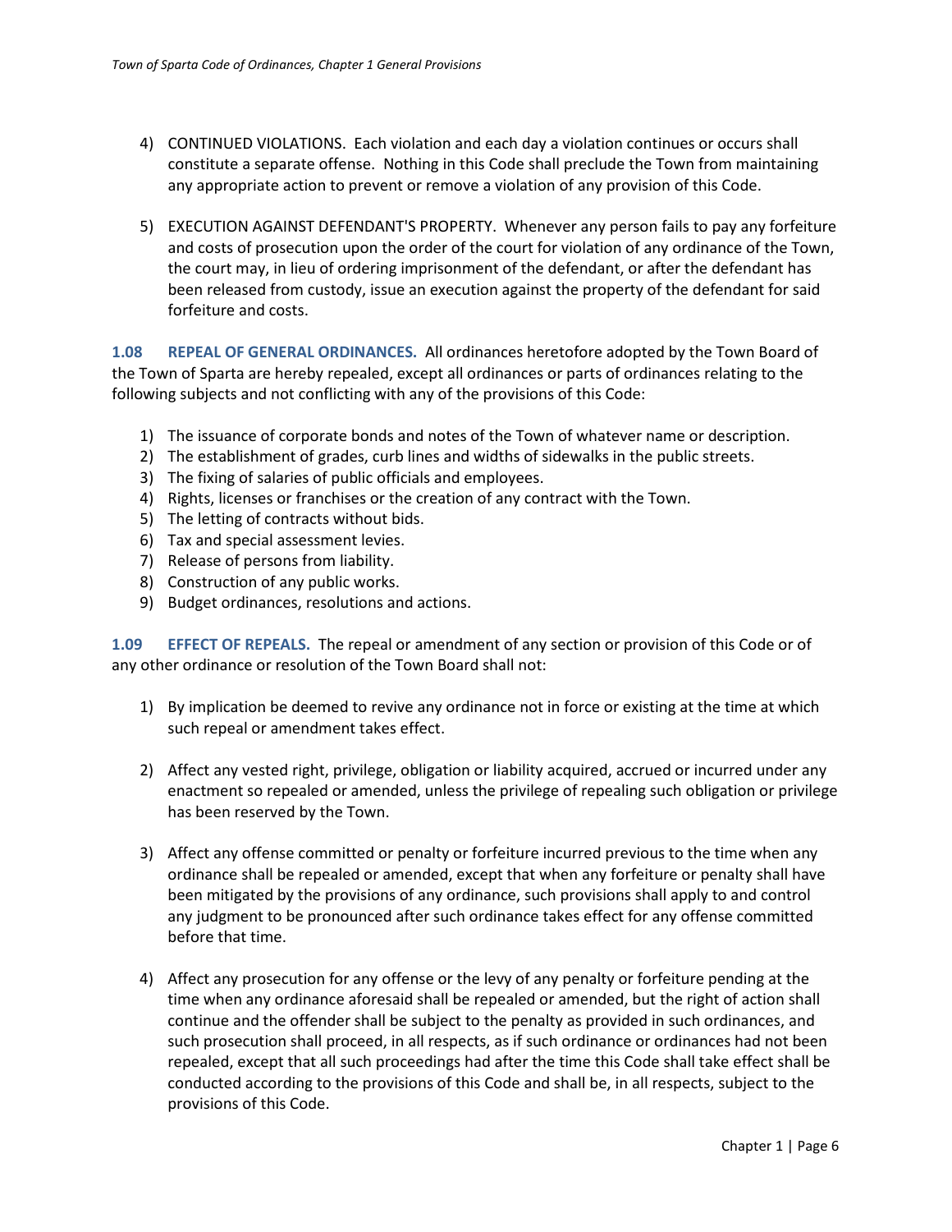4) CONTINUED VIOLATIONS. Each violation and each day a violation continues or occurs shall constitute a separate offense. Nothing in this Code shall preclude the Town from maintaining any appropriate action to prevent or remove a violation of any provision of this Code.

5) EXECUTION AGAINST DEFENDANT'S PROPERTY. Whenever any person fails to pay any forfeiture and costs of prosecution upon the order of the court for violation of any ordinance of the Town, the court may, in lieu of ordering imprisonment of the defendant, or after the defendant has been released from custody, issue an execution against the property of the defendant for said forfeiture and costs.

**1.08 REPEAL OF GENERAL ORDINANCES.** All ordinances heretofore adopted by the Town Board of the Town of Sparta are hereby repealed, except all ordinances or parts of ordinances relating to the following subjects and not conflicting with any of the provisions of this Code:

1) The issuance of corporate bonds and notes of the Town of whatever name or description.
2) The establishment of grades, curb lines and widths of sidewalks in the public streets.
3) The fixing of salaries of public officials and employees.
4) Rights, licenses or franchises or the creation of any contract with the Town.
5) The letting of contracts without bids.
6) Tax and special assessment levies.
7) Release of persons from liability.
8) Construction of any public works.
9) Budget ordinances, resolutions and actions.

**1.09 EFFECT OF REPEALS.** The repeal or amendment of any section or provision of this Code or of any other ordinance or resolution of the Town Board shall not:

1) By implication be deemed to revive any ordinance not in force or existing at the time at which such repeal or amendment takes effect.

2) Affect any vested right, privilege, obligation or liability acquired, accrued or incurred under any enactment so repealed or amended, unless the privilege of repealing such obligation or privilege has been reserved by the Town.

3) Affect any offense committed or penalty or forfeiture incurred previous to the time when any ordinance shall be repealed or amended, except that when any forfeiture or penalty shall have been mitigated by the provisions of any ordinance, such provisions shall apply to and control any judgment to be pronounced after such ordinance takes effect for any offense committed before that time.

4) Affect any prosecution for any offense or the levy of any penalty or forfeiture pending at the time when any ordinance aforesaid shall be repealed or amended, but the right of action shall continue and the offender shall be subject to the penalty as provided in such ordinances, and such prosecution shall proceed, in all respects, as if such ordinance or ordinances had not been repealed, except that all such proceedings had after the time this Code shall take effect shall be conducted according to the provisions of this Code and shall be, in all respects, subject to the provisions of this Code.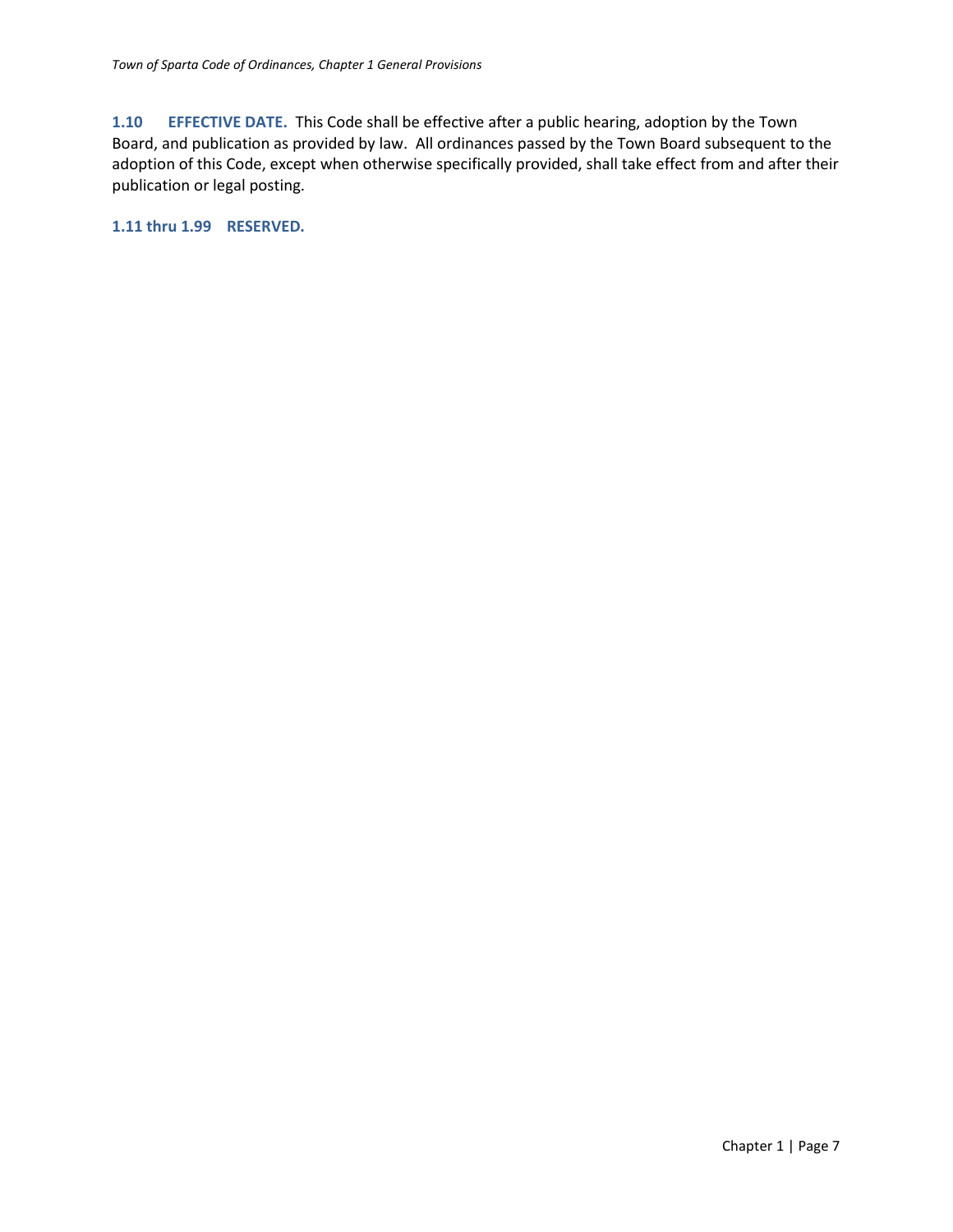**1.10 EFFECTIVE DATE.** This Code shall be effective after a public hearing, adoption by the Town Board, and publication as provided by law. All ordinances passed by the Town Board subsequent to the adoption of this Code, except when otherwise specifically provided, shall take effect from and after their publication or legal posting.

**1.11 thru 1.99 RESERVED.**